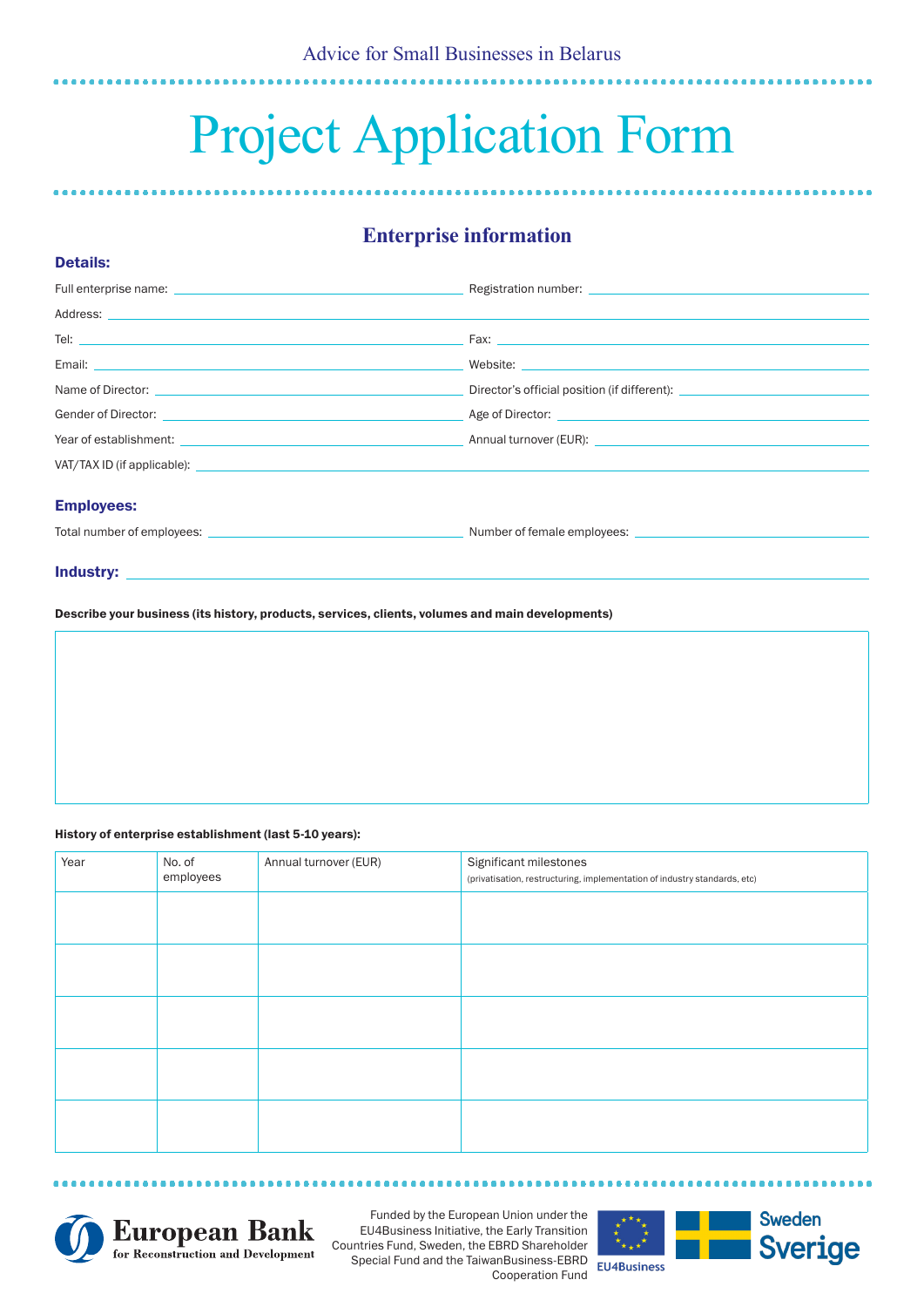Advice for Small Businesses in Belarus

# Project Application Form

## Enterprise information

### Details:

Full enterprise name: ______________________ Registration number: ______________________

Address: ______________________

Tel: ______________________ Fax: ______________________

Email: ______________________ Website: ______________________

Name of Director: ______________________ Director's official position (if different): ______________________

Gender of Director: ______________________ Age of Director: ______________________

Year of establishment: ______________________ Annual turnover (EUR): ______________________

VAT/TAX ID (if applicable): ______________________

### Employees:

Total number of employees: ______________________ Number of female employees: ______________________

### Industry: ______________________

**Describe your business (its history, products, services, clients, volumes and main developments)**

| |
|---|
| |

**History of enterprise establishment (last 5-10 years):**

| Year | No. of employees | Annual turnover (EUR) | Significant milestones (privatisation, restructuring, implementation of industry standards, etc) |
|---|---|---|---|
| | | | |
| | | | |
| | | | |
| | | | |
| | | | |

European Bank for Reconstruction and Development

Funded by the European Union under the EU4Business Initiative, the Early Transition Countries Fund, Sweden, the EBRD Shareholder Special Fund and the TaiwanBusiness-EBRD Cooperation Fund

EU4Business

Sweden Sverige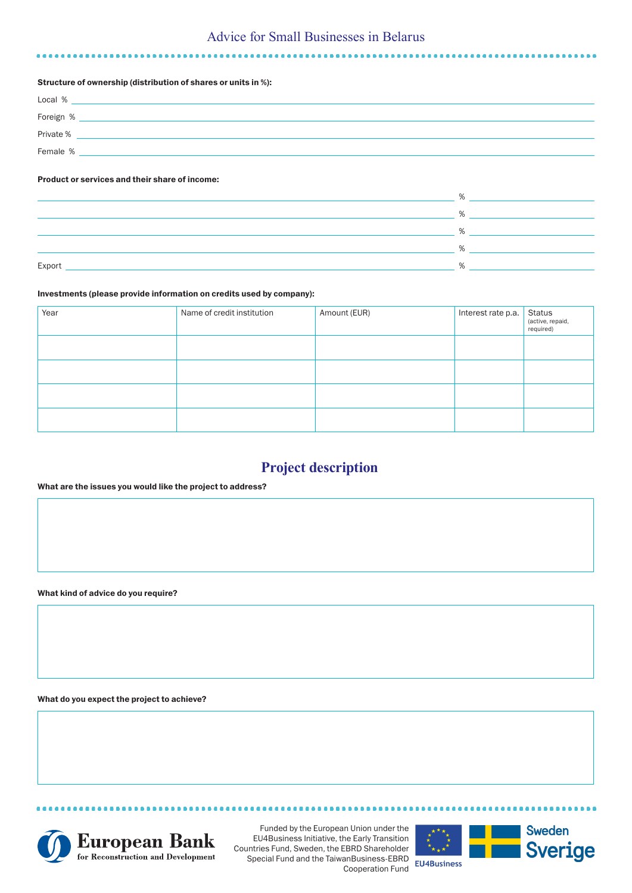**Structure of ownership (distribution of shares or units in %):**

Local %

Foreign %

Private %

Female %

**Product or services and their share of income:**

%

%

%

%

Export %

**Investments (please provide information on credits used by company):**

| Year | Name of credit institution | Amount (EUR) | Interest rate p.a. | Status (active, repaid, required) |
|---|---|---|---|---|
| | | | | |
| | | | | |
| | | | | |
| | | | | |

## Project description

**What are the issues you would like the project to address?**

**What kind of advice do you require?**

**What do you expect the project to achieve?**

European Bank for Reconstruction and Development

Funded by the European Union under the EU4Business Initiative, the Early Transition Countries Fund, Sweden, the EBRD Shareholder Special Fund and the TaiwanBusiness-EBRD Cooperation Fund

EU4Business

Sweden Sverige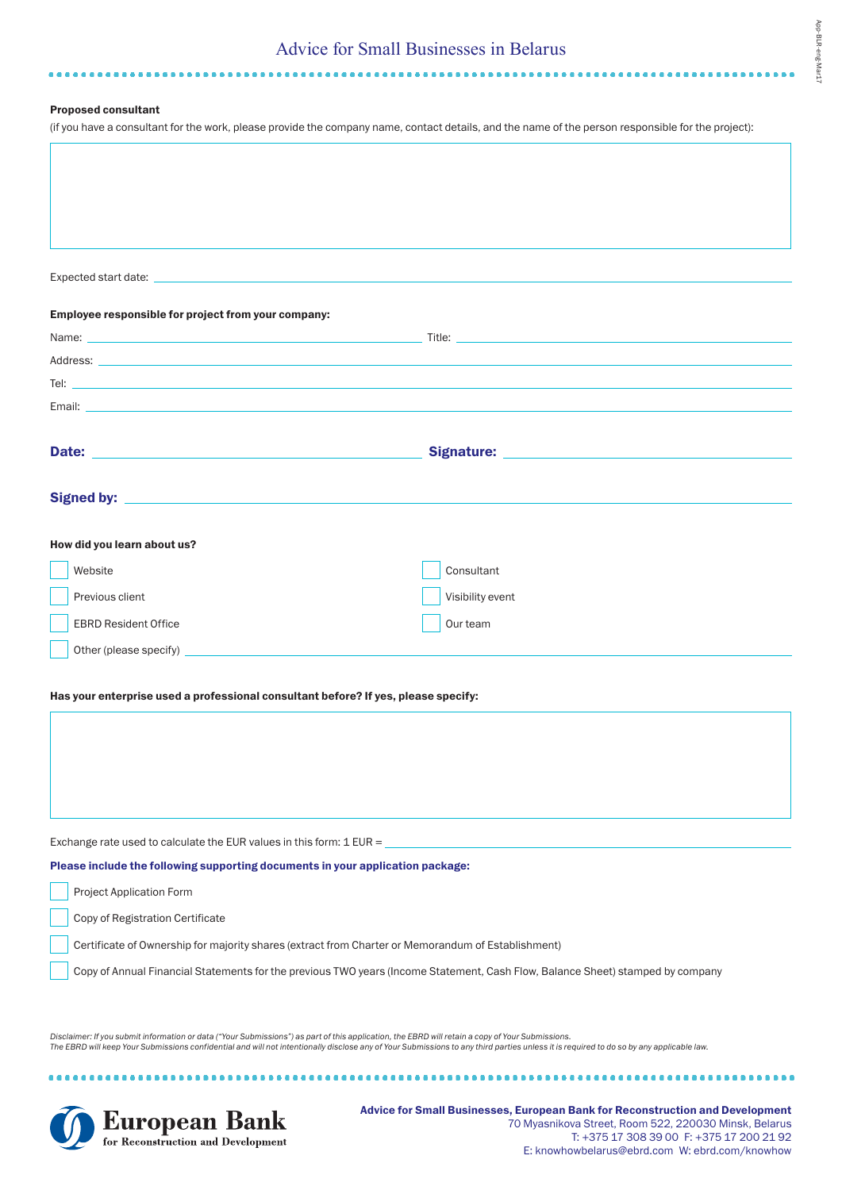# Advice for Small Businesses in Belarus

**Proposed consultant**

(if you have a consultant for the work, please provide the company name, contact details, and the name of the person responsible for the project):

Expected start date: ______

**Employee responsible for project from your company:**

Name: ______ Title: ______

Address: ______

Tel: ______

Email: ______

**Date:** ______ **Signature:** ______

**Signed by:** ______

**How did you learn about us?**

- [ ] Website
- [ ] Consultant
- [ ] Previous client
- [ ] Visibility event
- [ ] EBRD Resident Office
- [ ] Our team
- [ ] Other (please specify) ______

**Has your enterprise used a professional consultant before? If yes, please specify:**

Exchange rate used to calculate the EUR values in this form: 1 EUR = ______

**Please include the following supporting documents in your application package:**

- [ ] Project Application Form
- [ ] Copy of Registration Certificate
- [ ] Certificate of Ownership for majority shares (extract from Charter or Memorandum of Establishment)
- [ ] Copy of Annual Financial Statements for the previous TWO years (Income Statement, Cash Flow, Balance Sheet) stamped by company

*Disclaimer: If you submit information or data ("Your Submissions") as part of this application, the EBRD will retain a copy of Your Submissions. The EBRD will keep Your Submissions confidential and will not intentionally disclose any of Your Submissions to any third parties unless it is required to do so by any applicable law.*

European Bank for Reconstruction and Development

**Advice for Small Businesses, European Bank for Reconstruction and Development**
70 Myasnikova Street, Room 522, 220030 Minsk, Belarus
T: +375 17 308 39 00 F: +375 17 200 21 92
E: knowhowbelarus@ebrd.com W: ebrd.com/knowhow